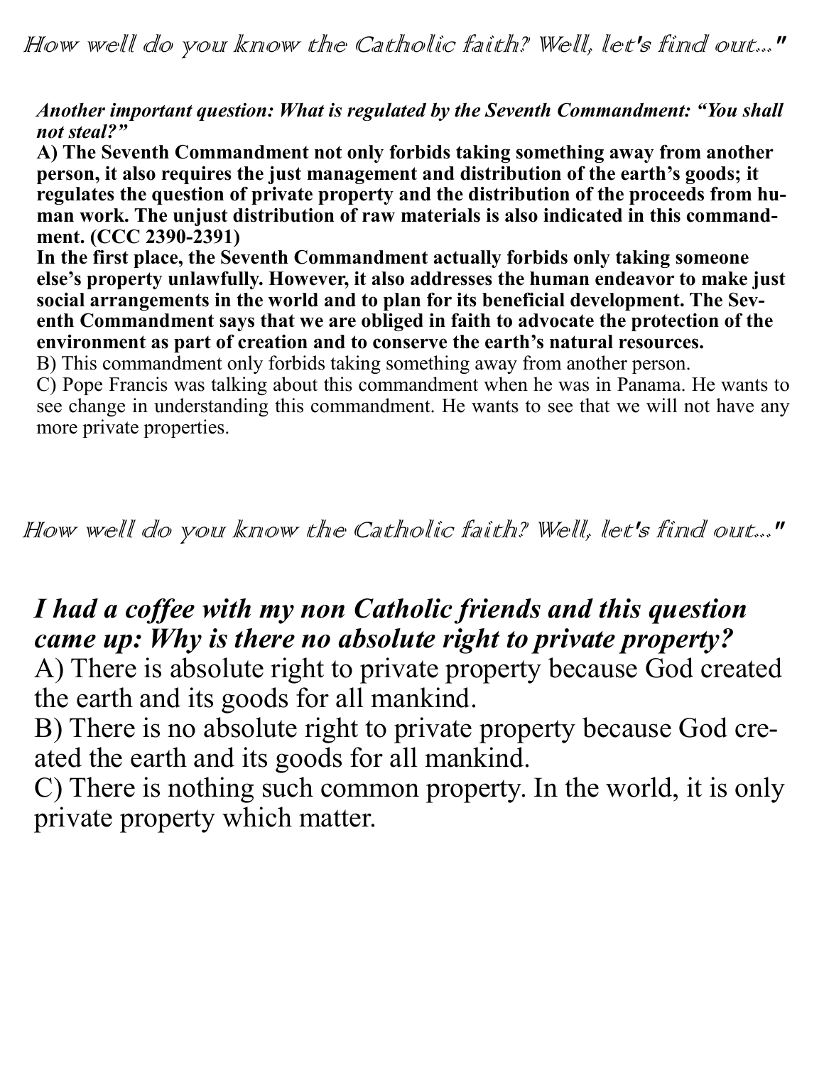*How well do you know the Catholic faith? Well, let's find out..."*

***Another important question: What is regulated by the Seventh Commandment: "You shall not steal?"***

**A) The Seventh Commandment not only forbids taking something away from another person, it also requires the just management and distribution of the earth's goods; it regulates the question of private property and the distribution of the proceeds from human work. The unjust distribution of raw materials is also indicated in this commandment. (CCC 2390-2391)**

**In the first place, the Seventh Commandment actually forbids only taking someone else's property unlawfully. However, it also addresses the human endeavor to make just social arrangements in the world and to plan for its beneficial development. The Seventh Commandment says that we are obliged in faith to advocate the protection of the environment as part of creation and to conserve the earth's natural resources.**

B) This commandment only forbids taking something away from another person.

C) Pope Francis was talking about this commandment when he was in Panama. He wants to see change in understanding this commandment. He wants to see that we will not have any more private properties.

*How well do you know the Catholic faith? Well, let's find out..."*

## *I had a coffee with my non Catholic friends and this question came up: Why is there no absolute right to private property?*

A) There is absolute right to private property because God created the earth and its goods for all mankind.

B) There is no absolute right to private property because God created the earth and its goods for all mankind.

C) There is nothing such common property. In the world, it is only private property which matter.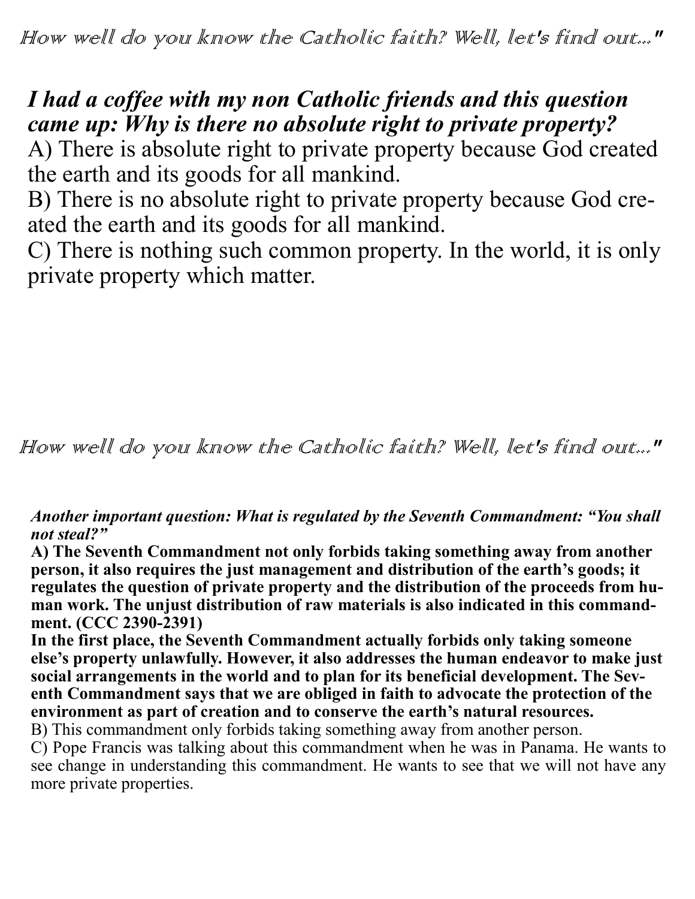How well do you know the Catholic faith? Well, let's find out..."

***I had a coffee with my non Catholic friends and this question came up: Why is there no absolute right to private property?***

A) There is absolute right to private property because God created the earth and its goods for all mankind.

B) There is no absolute right to private property because God created the earth and its goods for all mankind.

C) There is nothing such common property. In the world, it is only private property which matter.

How well do you know the Catholic faith? Well, let's find out..."

***Another important question: What is regulated by the Seventh Commandment: "You shall not steal?"***

**A) The Seventh Commandment not only forbids taking something away from another person, it also requires the just management and distribution of the earth's goods; it regulates the question of private property and the distribution of the proceeds from human work. The unjust distribution of raw materials is also indicated in this commandment. (CCC 2390-2391)**

**In the first place, the Seventh Commandment actually forbids only taking someone else's property unlawfully. However, it also addresses the human endeavor to make just social arrangements in the world and to plan for its beneficial development. The Seventh Commandment says that we are obliged in faith to advocate the protection of the environment as part of creation and to conserve the earth's natural resources.**

B) This commandment only forbids taking something away from another person.

C) Pope Francis was talking about this commandment when he was in Panama. He wants to see change in understanding this commandment. He wants to see that we will not have any more private properties.